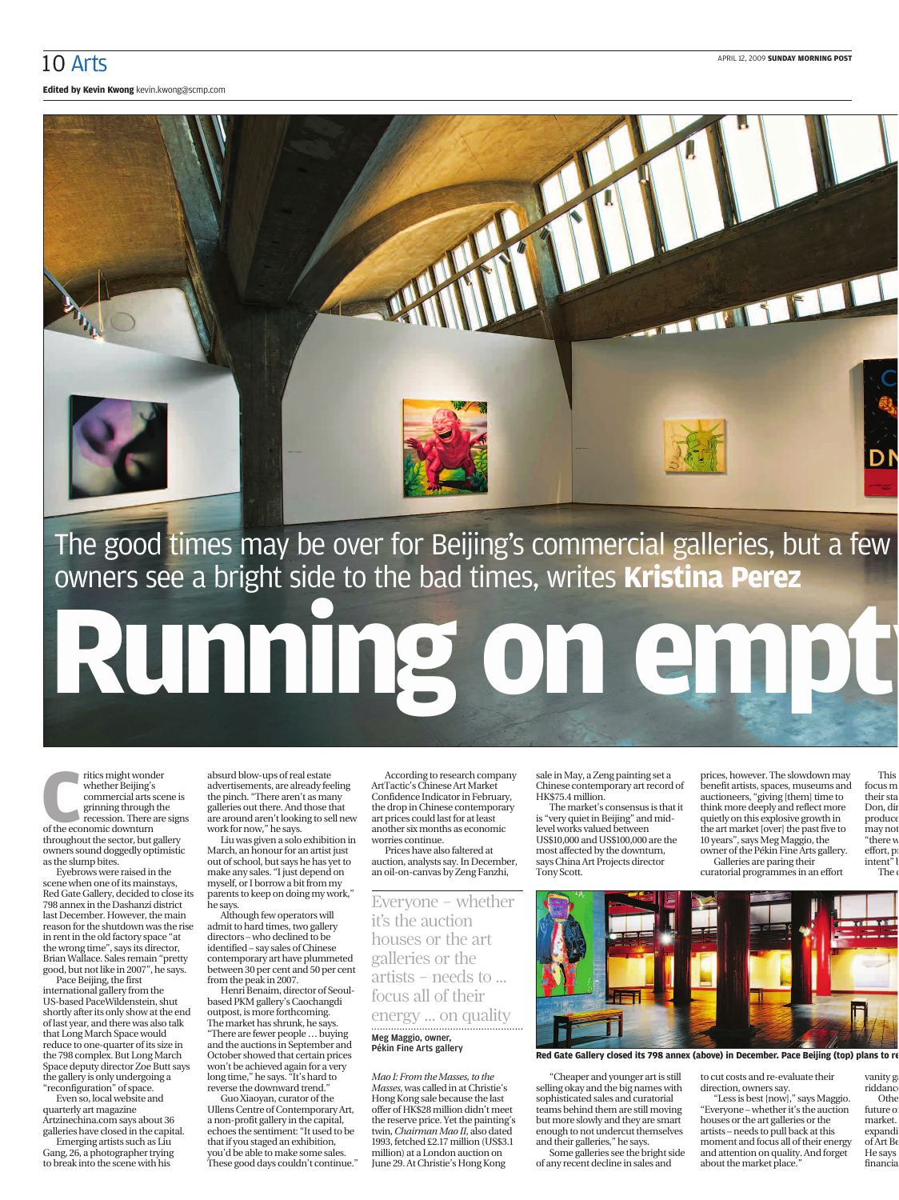Edited by Kevin Kwong kevin.kwong@scmp.com

The good times may be over for Beijing's commercial galleries, but a few owners see a bright side to the bad times, writes **Kristina Perez**

# Running on empt

Critics might wonder whether Beijing's commercial arts scene is grinning through the recession. There are signs of the economic downturn throughout the sector, but gallery owners sound doggedly optimistic as the slump bites.

Eyebrows were raised in the scene when one of its mainstays, Red Gate Gallery, decided to close its 798 annex in the Dashanzi district last December. However, the main reason for the shutdown was the rise in rent in the old factory space "at the wrong time", says its director, Brian Wallace. Sales remain "pretty good, but not like in 2007", he says.

Pace Beijing, the first international gallery from the US-based PaceWildenstein, shut shortly after its only show at the end of last year, and there was also talk that Long March Space would reduce to one-quarter of its size in the 798 complex. But Long March Space deputy director Zoe Butt says the gallery is only undergoing a "reconfiguration" of space.

Even so, local website and quarterly art magazine Artzinechina.com says about 36 galleries have closed in the capital.

Emerging artists such as Liu Gang, 26, a photographer trying to break into the scene with his absurd blow-ups of real estate advertisements, are already feeling the pinch. "There aren't as many galleries out there. And those that are around aren't looking to sell new work for now," he says.

Liu was given a solo exhibition in March, an honour for an artist just out of school, but says he has yet to make any sales. "I just depend on myself, or I borrow a bit from my parents to keep on doing my work," he says.

Although few operators will admit to hard times, two gallery directors – who declined to be identified – say sales of Chinese contemporary art have plummeted between 30 per cent and 50 per cent from the peak in 2007.

Henri Benaim, director of Seoul-based PKM gallery's Caochangdi outpost, is more forthcoming. The market has shrunk, he says. "There are fewer people … buying and the auctions in September and October showed that certain prices won't be achieved again for a very long time," he says. "It's hard to reverse the downward trend."

Guo Xiaoyan, curator of the Ullens Centre of Contemporary Art, a non-profit gallery in the capital, echoes the sentiment: "It used to be that if you staged an exhibition, you'd be able to make some sales. These good days couldn't continue."

According to research company ArtTactic's Chinese Art Market Confidence Indicator in February, the drop in Chinese contemporary art prices could last for at least another six months as economic worries continue.

Prices have also faltered at auction, analysts say. In December, an oil-on-canvas by Zeng Fanzhi, *Mao I: From the Masses, to the Masses*, was called in at Christie's Hong Kong sale because the last offer of HK$28 million didn't meet the reserve price. Yet the painting's twin, *Chairman Mao II*, also dated 1993, fetched £2.17 million (US$3.1 million) at a London auction on June 29. At Christie's Hong Kong sale in May, a Zeng painting set a Chinese contemporary art record of HK$75.4 million.

> Everyone – whether it's the auction houses or the art galleries or the artists – needs to … focus all of their energy … on quality
>
> **Meg Maggio, owner, Pékin Fine Arts gallery**

The market's consensus is that it is "very quiet in Beijing" and mid-level works valued between US$10,000 and US$100,000 are the most affected by the downturn, says China Art Projects director Tony Scott.

"Cheaper and younger art is still selling okay and the big names with sophisticated sales and curatorial teams behind them are still moving but more slowly and they are smart enough to not undercut themselves and their galleries," he says.

Some galleries see the bright side of any recent decline in sales and prices, however. The slowdown may benefit artists, spaces, museums and auctioneers, "giving [them] time to think more deeply and reflect more quietly on this explosive growth in the art market [over] the past five to 10 years", says Meg Maggio, the owner of the Pékin Fine Arts gallery.

Galleries are paring their curatorial programmes in an effort to cut costs and re-evaluate their direction, owners say.

"Less is best [now]," says Maggio. "Everyone – whether it's the auction houses or the art galleries or the artists – needs to pull back at this moment and focus all of their energy and attention on quality. And forget about the market place."

This … focus m… their sta… Don, dir… produce… may not… "there w… effort, p… intent" l… The …

vanity g… riddanc… Othe… future o… market. … expandi… of Art Be… He says … financia…

**Red Gate Gallery closed its 798 annex (above) in December. Pace Beijing (top) plans to re**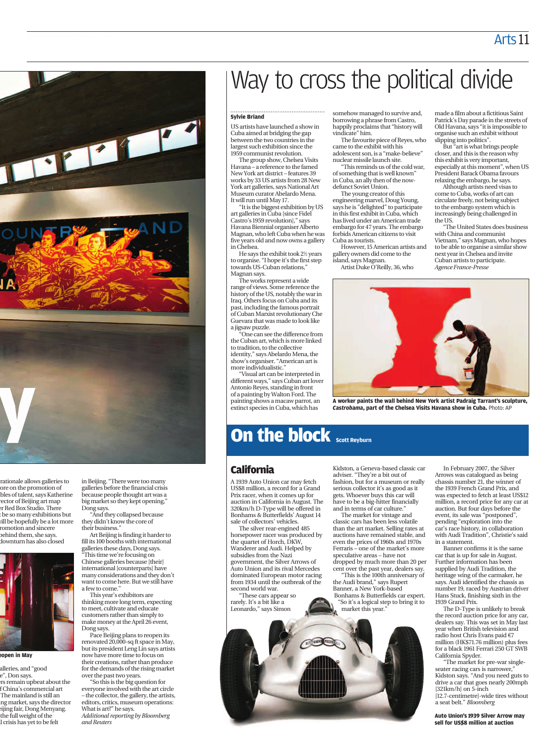# Way to cross the political divide

**Sylvie Briand**

US artists have launched a show in Cuba aimed at bridging the gap between the two countries in the largest such exhibition since the 1959 communist revolution.

The group show, Chelsea Visits Havana – a reference to the famed New York art district – features 39 works by 33 US artists from 28 New York art galleries, says National Art Museum curator Abelardo Mena. It will run until May 17.

"It is the biggest exhibition by US art galleries in Cuba [since Fidel Castro's 1959 revolution]," says Havana Biennial organiser Alberto Magnan, who left Cuba when he was five years old and now owns a gallery in Chelsea.

He says the exhibit took 2½ years to organise. "I hope it's the first step towards US-Cuban relations," Magnan says.

The works represent a wide range of views. Some reference the history of the US, notably the war in Iraq. Others focus on Cuba and its past, including the famous portrait of Cuban Marxist revolutionary Che Guevara that was made to look like a jigsaw puzzle.

"One can see the difference from the Cuban art, which is more linked to tradition, to the collective identity," says Abelardo Mena, the show's organiser. "American art is more individualistic."

"Visual art can be interpreted in different ways," says Cuban art lover Antonio Reyes, standing in front of a painting by Walton Ford. The painting shows a macaw parrot, an extinct species in Cuba, which has somehow managed to survive and, borrowing a phrase from Castro, happily proclaims that "history will vindicate" him.

The favourite piece of Reyes, who came to the exhibit with his adolescent son, is a "make-believe" nuclear missile launch site.

"This reminds us of the cold war, of something that is well known" in Cuba, an ally then of the now-defunct Soviet Union.

The young creator of this engineering marvel, Doug Young, says he is "delighted" to participate in this first exhibit in Cuba, which has lived under an American trade embargo for 47 years. The embargo forbids American citizens to visit Cuba as tourists.

However, 15 American artists and gallery owners did come to the island, says Magnan.

Artist Duke O'Reilly, 36, who made a film about a fictitious Saint Patrick's Day parade in the streets of Old Havana, says "it is impossible to organise such an exhibit without slipping into politics".

But "art is what brings people closer, and this is the reason why this exhibit is very important, especially at this moment", when US President Barack Obama favours relaxing the embargo, he says.

Although artists need visas to come to Cuba, works of art can circulate freely, not being subject to the embargo system which is increasingly being challenged in the US.

"The United States does business with China and communist Vietnam," says Magnan, who hopes to be able to organise a similar show next year in Chelsea and invite Cuban artists to participate.

*Agence France-Presse*

**A worker paints the wall behind New York artist Padraig Tarrant's sculpture, *Castrobama*, part of the Chelsea Visits Havana show in Cuba.** Photo: AP

# On the block

**Scott Reyburn**

## California

A 1939 Auto Union car may fetch US$8 million, a record for a Grand Prix racer, when it comes up for auction in California in August. The 320km/h D-Type will be offered in Bonhams & Butterfields' August 14 sale of collectors' vehicles.

The silver rear-engined 485 horsepower racer was produced by the quartet of Horch, DKW, Wanderer and Audi. Helped by subsidies from the Nazi government, the Silver Arrows of Auto Union and its rival Mercedes dominated European motor racing from 1934 until the outbreak of the second world war.

"These cars appear so rarely. It's a bit like a Leonardo," says Simon Kidston, a Geneva-based classic car adviser. "They're a bit out of fashion, but for a museum or really serious collector it's as good as it gets. Whoever buys this car will have to be a big-hitter financially and in terms of car culture."

The market for vintage and classic cars has been less volatile than the art market. Selling rates at auctions have remained stable, and even the prices of 1960s and 1970s Ferraris – one of the market's more speculative areas – have not dropped by much more than 20 per cent over the past year, dealers say.

"This is the 100th anniversary of the Audi brand," says Rupert Banner, a New York-based Bonhams & Butterfields car expert. "So it's a logical step to bring it to market this year."

In February 2007, the Silver Arrows was catalogued as being chassis number 21, the winner of the 1939 French Grand Prix, and was expected to fetch at least US$12 million, a record price for any car at auction. But four days before the event, its sale was "postponed", pending "exploration into the car's race history, in collaboration with Audi Tradition", Christie's said in a statement.

Banner confirms it is the same car that is up for sale in August. Further information has been supplied by Audi Tradition, the heritage wing of the carmaker, he says. Audi identified the chassis as number 19, raced by Austrian driver Hans Stuck, finishing sixth in the 1939 Grand Prix.

The D-Type is unlikely to break the record auction price for any car, dealers say. This was set in May last year when British television and radio host Chris Evans paid €7 million (HK$71.76 million) plus fees for a black 1961 Ferrari 250 GT SWB California Spyder.

"The market for pre-war single-seater racing cars is narrower," Kidston says. "And you need guts to drive a car that goes nearly 200mph [321km/h] on 5-inch [12.7-centimetre]-wide tires without a seat belt." *Bloomberg*

**Auto Union's 1939 Silver Arrow may sell for US$8 million at auction**